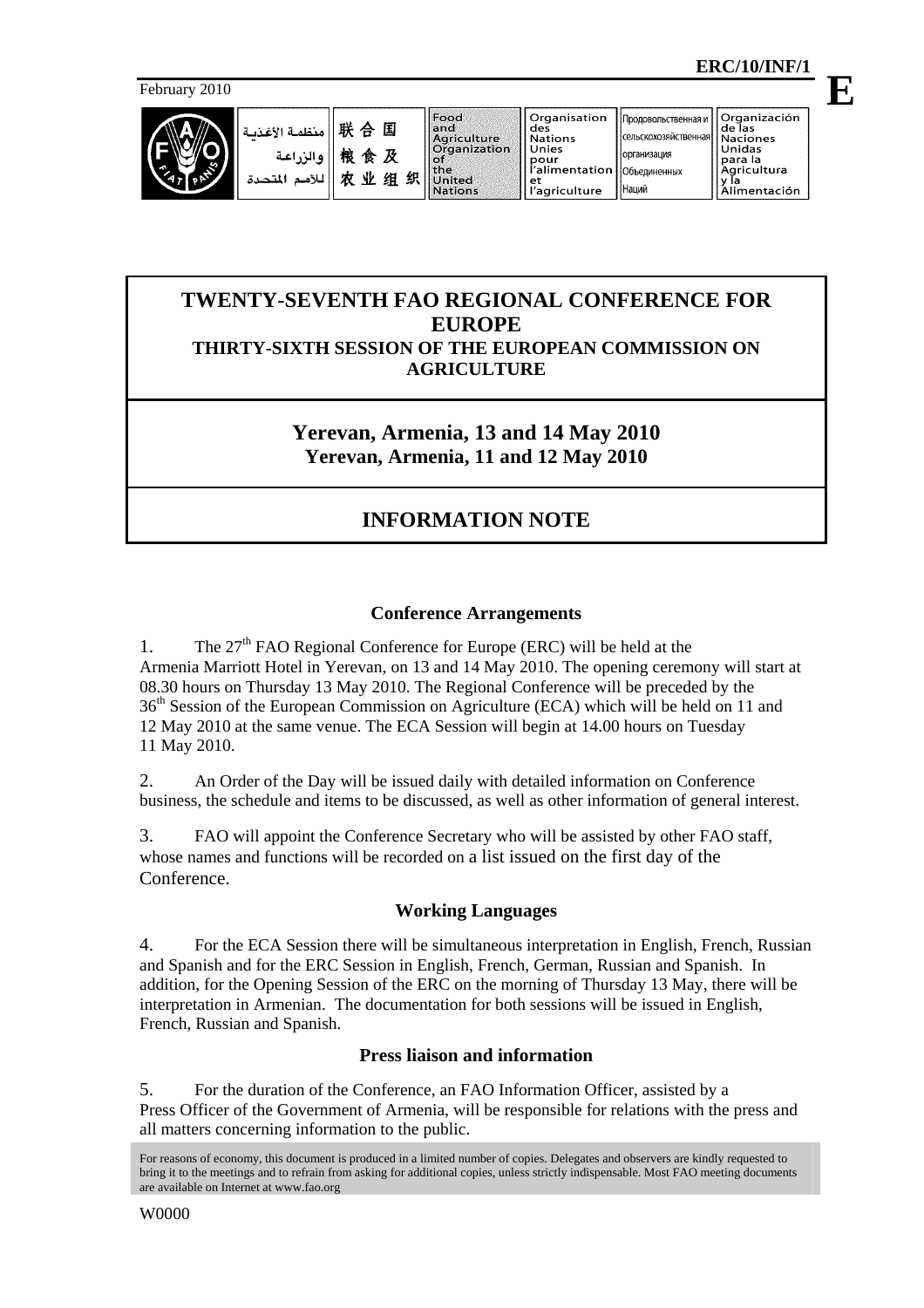ERC/10/INF/1

February 2010

**E**

| منظمة الأغذية والزراعة للأمم المتحدة | 联合国粮食及农业组织 | Food and Agriculture Organization of the United Nations | Organisation des Nations Unies pour l'alimentation et l'agriculture | Продовольственная и сельскохозяйственная организация Объединенных Наций | Organización de las Naciones Unidas para la Agricultura y la Alimentación |
|---|---|---|---|---|---|

# TWENTY-SEVENTH FAO REGIONAL CONFERENCE FOR EUROPE

## THIRTY-SIXTH SESSION OF THE EUROPEAN COMMISSION ON AGRICULTURE

## Yerevan, Armenia, 13 and 14 May 2010
## Yerevan, Armenia, 11 and 12 May 2010

# INFORMATION NOTE

### Conference Arrangements

1. The 27th FAO Regional Conference for Europe (ERC) will be held at the Armenia Marriott Hotel in Yerevan, on 13 and 14 May 2010. The opening ceremony will start at 08.30 hours on Thursday 13 May 2010. The Regional Conference will be preceded by the 36th Session of the European Commission on Agriculture (ECA) which will be held on 11 and 12 May 2010 at the same venue. The ECA Session will begin at 14.00 hours on Tuesday 11 May 2010.

2. An Order of the Day will be issued daily with detailed information on Conference business, the schedule and items to be discussed, as well as other information of general interest.

3. FAO will appoint the Conference Secretary who will be assisted by other FAO staff, whose names and functions will be recorded on a list issued on the first day of the Conference.

### Working Languages

4. For the ECA Session there will be simultaneous interpretation in English, French, Russian and Spanish and for the ERC Session in English, French, German, Russian and Spanish. In addition, for the Opening Session of the ERC on the morning of Thursday 13 May, there will be interpretation in Armenian. The documentation for both sessions will be issued in English, French, Russian and Spanish.

### Press liaison and information

5. For the duration of the Conference, an FAO Information Officer, assisted by a Press Officer of the Government of Armenia, will be responsible for relations with the press and all matters concerning information to the public.

For reasons of economy, this document is produced in a limited number of copies. Delegates and observers are kindly requested to bring it to the meetings and to refrain from asking for additional copies, unless strictly indispensable. Most FAO meeting documents are available on Internet at www.fao.org

W0000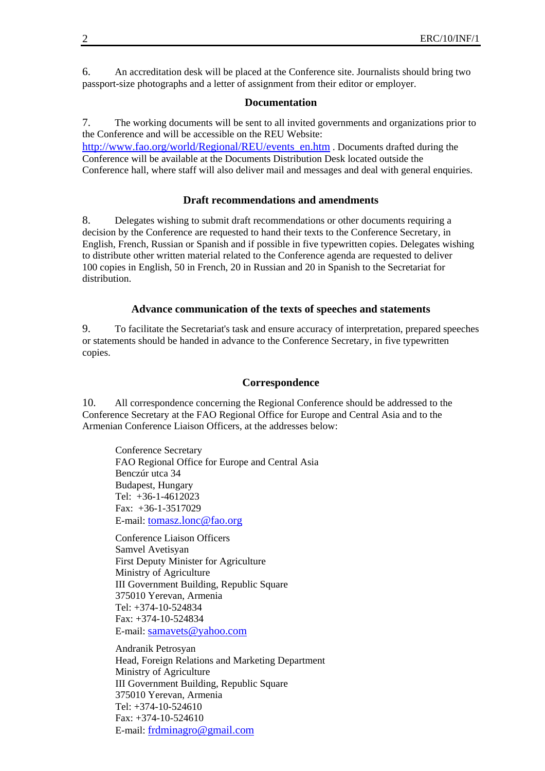6. An accreditation desk will be placed at the Conference site. Journalists should bring two passport-size photographs and a letter of assignment from their editor or employer.

### Documentation

7. The working documents will be sent to all invited governments and organizations prior to the Conference and will be accessible on the REU Website: http://www.fao.org/world/Regional/REU/events_en.htm . Documents drafted during the Conference will be available at the Documents Distribution Desk located outside the Conference hall, where staff will also deliver mail and messages and deal with general enquiries.

### Draft recommendations and amendments

8. Delegates wishing to submit draft recommendations or other documents requiring a decision by the Conference are requested to hand their texts to the Conference Secretary, in English, French, Russian or Spanish and if possible in five typewritten copies. Delegates wishing to distribute other written material related to the Conference agenda are requested to deliver 100 copies in English, 50 in French, 20 in Russian and 20 in Spanish to the Secretariat for distribution.

### Advance communication of the texts of speeches and statements

9. To facilitate the Secretariat's task and ensure accuracy of interpretation, prepared speeches or statements should be handed in advance to the Conference Secretary, in five typewritten copies.

### Correspondence

10. All correspondence concerning the Regional Conference should be addressed to the Conference Secretary at the FAO Regional Office for Europe and Central Asia and to the Armenian Conference Liaison Officers, at the addresses below:

Conference Secretary
FAO Regional Office for Europe and Central Asia
Benczúr utca 34
Budapest, Hungary
Tel: +36-1-4612023
Fax: +36-1-3517029
E-mail: tomasz.lonc@fao.org

Conference Liaison Officers
Samvel Avetisyan
First Deputy Minister for Agriculture
Ministry of Agriculture
III Government Building, Republic Square
375010 Yerevan, Armenia
Tel: +374-10-524834
Fax: +374-10-524834
E-mail: samavets@yahoo.com

Andranik Petrosyan
Head, Foreign Relations and Marketing Department
Ministry of Agriculture
III Government Building, Republic Square
375010 Yerevan, Armenia
Tel: +374-10-524610
Fax: +374-10-524610
E-mail: frdminagro@gmail.com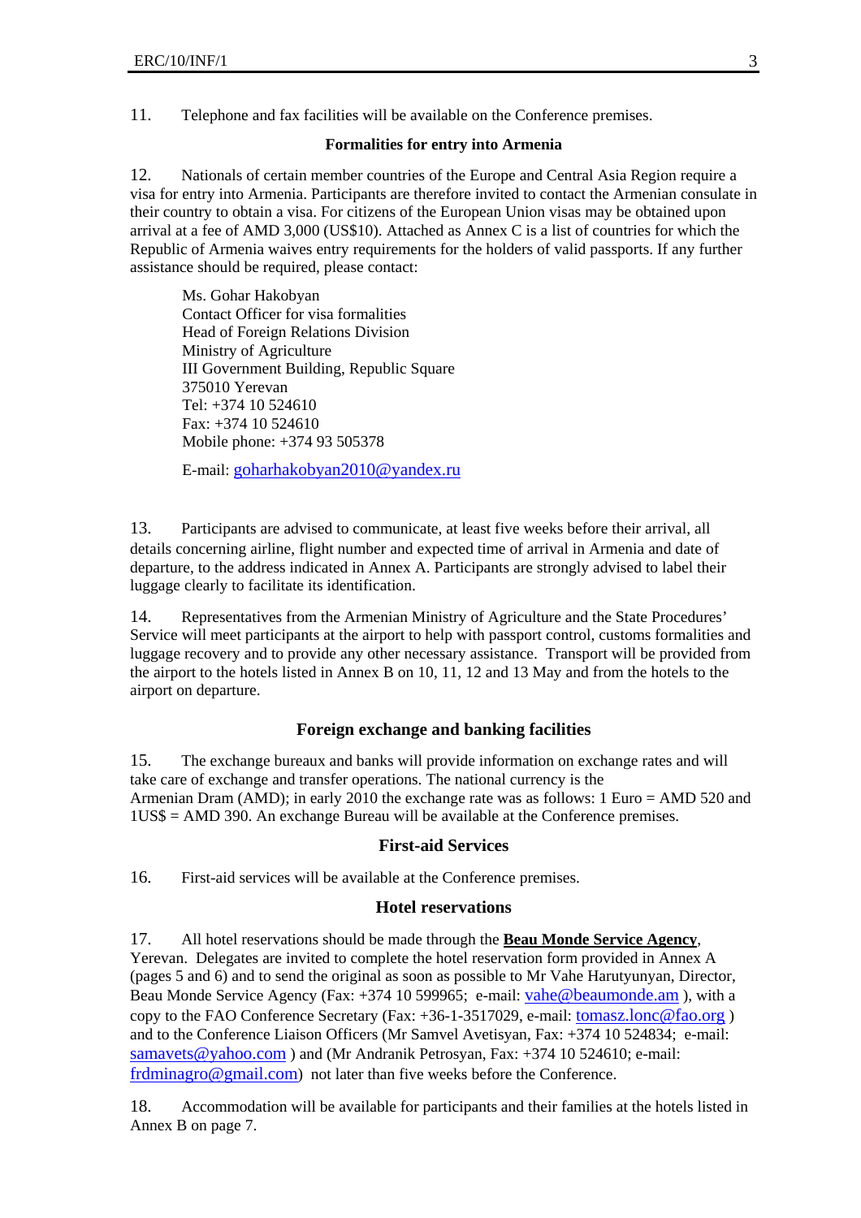11. Telephone and fax facilities will be available on the Conference premises.

### Formalities for entry into Armenia

12. Nationals of certain member countries of the Europe and Central Asia Region require a visa for entry into Armenia. Participants are therefore invited to contact the Armenian consulate in their country to obtain a visa. For citizens of the European Union visas may be obtained upon arrival at a fee of AMD 3,000 (US$10). Attached as Annex C is a list of countries for which the Republic of Armenia waives entry requirements for the holders of valid passports. If any further assistance should be required, please contact:

Ms. Gohar Hakobyan
Contact Officer for visa formalities
Head of Foreign Relations Division
Ministry of Agriculture
III Government Building, Republic Square
375010 Yerevan
Tel: +374 10 524610
Fax: +374 10 524610
Mobile phone: +374 93 505378

E-mail: goharhakobyan2010@yandex.ru

13. Participants are advised to communicate, at least five weeks before their arrival, all details concerning airline, flight number and expected time of arrival in Armenia and date of departure, to the address indicated in Annex A. Participants are strongly advised to label their luggage clearly to facilitate its identification.

14. Representatives from the Armenian Ministry of Agriculture and the State Procedures' Service will meet participants at the airport to help with passport control, customs formalities and luggage recovery and to provide any other necessary assistance. Transport will be provided from the airport to the hotels listed in Annex B on 10, 11, 12 and 13 May and from the hotels to the airport on departure.

### Foreign exchange and banking facilities

15. The exchange bureaux and banks will provide information on exchange rates and will take care of exchange and transfer operations. The national currency is the Armenian Dram (AMD); in early 2010 the exchange rate was as follows: 1 Euro = AMD 520 and 1US$ = AMD 390. An exchange Bureau will be available at the Conference premises.

### First-aid Services

16. First-aid services will be available at the Conference premises.

### Hotel reservations

17. All hotel reservations should be made through the **Beau Monde Service Agency**, Yerevan. Delegates are invited to complete the hotel reservation form provided in Annex A (pages 5 and 6) and to send the original as soon as possible to Mr Vahe Harutyunyan, Director, Beau Monde Service Agency (Fax: +374 10 599965; e-mail: vahe@beaumonde.am ), with a copy to the FAO Conference Secretary (Fax: +36-1-3517029, e-mail: tomasz.lonc@fao.org ) and to the Conference Liaison Officers (Mr Samvel Avetisyan, Fax: +374 10 524834; e-mail: samavets@yahoo.com ) and (Mr Andranik Petrosyan, Fax: +374 10 524610; e-mail: frdminagro@gmail.com) not later than five weeks before the Conference.

18. Accommodation will be available for participants and their families at the hotels listed in Annex B on page 7.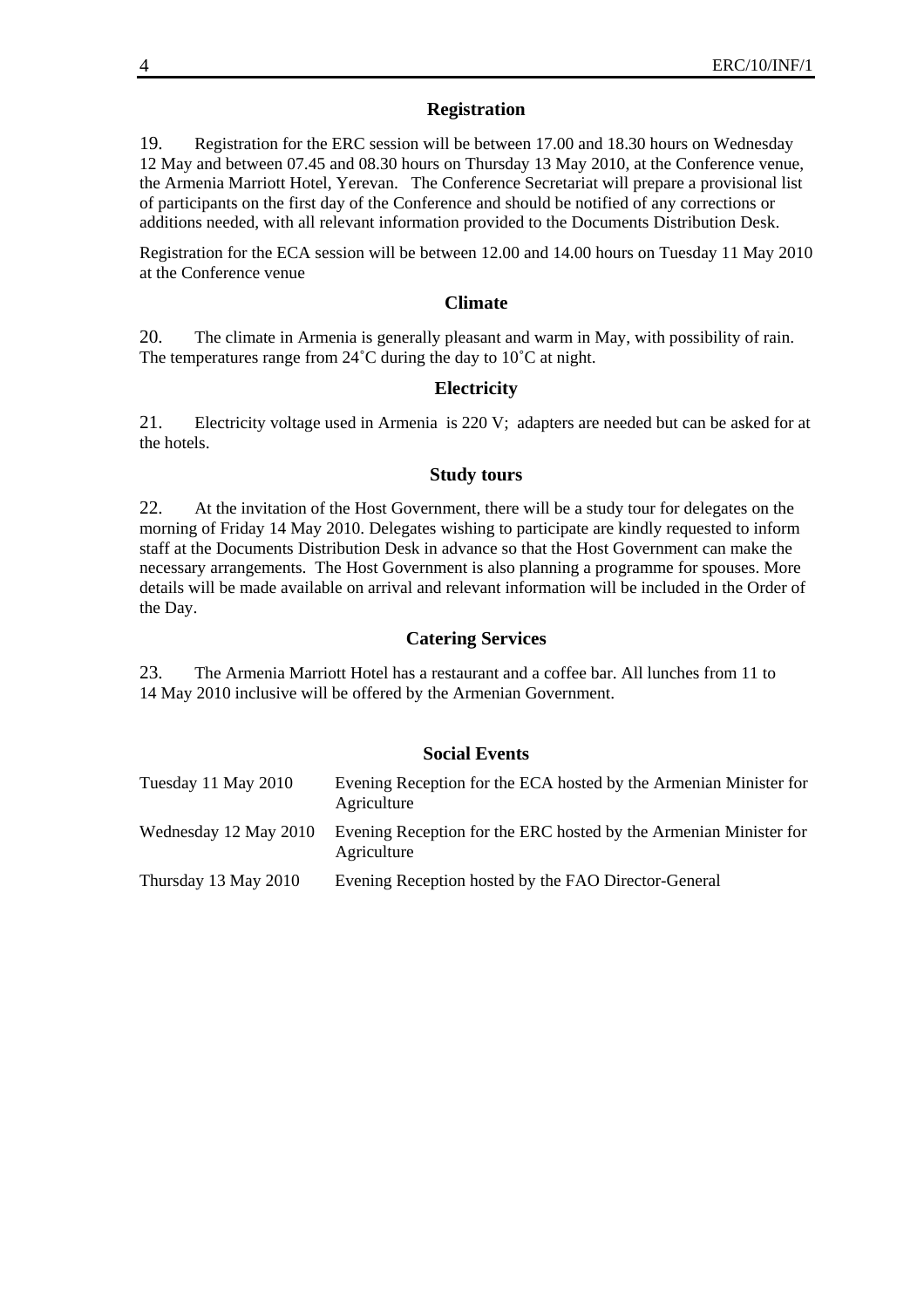## Registration

19. Registration for the ERC session will be between 17.00 and 18.30 hours on Wednesday 12 May and between 07.45 and 08.30 hours on Thursday 13 May 2010, at the Conference venue, the Armenia Marriott Hotel, Yerevan. The Conference Secretariat will prepare a provisional list of participants on the first day of the Conference and should be notified of any corrections or additions needed, with all relevant information provided to the Documents Distribution Desk.

Registration for the ECA session will be between 12.00 and 14.00 hours on Tuesday 11 May 2010 at the Conference venue

## Climate

20. The climate in Armenia is generally pleasant and warm in May, with possibility of rain. The temperatures range from 24˚C during the day to 10˚C at night.

## Electricity

21. Electricity voltage used in Armenia is 220 V; adapters are needed but can be asked for at the hotels.

## Study tours

22. At the invitation of the Host Government, there will be a study tour for delegates on the morning of Friday 14 May 2010. Delegates wishing to participate are kindly requested to inform staff at the Documents Distribution Desk in advance so that the Host Government can make the necessary arrangements. The Host Government is also planning a programme for spouses. More details will be made available on arrival and relevant information will be included in the Order of the Day.

## Catering Services

23. The Armenia Marriott Hotel has a restaurant and a coffee bar. All lunches from 11 to 14 May 2010 inclusive will be offered by the Armenian Government.

## Social Events

| | |
|---|---|
| Tuesday 11 May 2010 | Evening Reception for the ECA hosted by the Armenian Minister for Agriculture |
| Wednesday 12 May 2010 | Evening Reception for the ERC hosted by the Armenian Minister for Agriculture |
| Thursday 13 May 2010 | Evening Reception hosted by the FAO Director-General |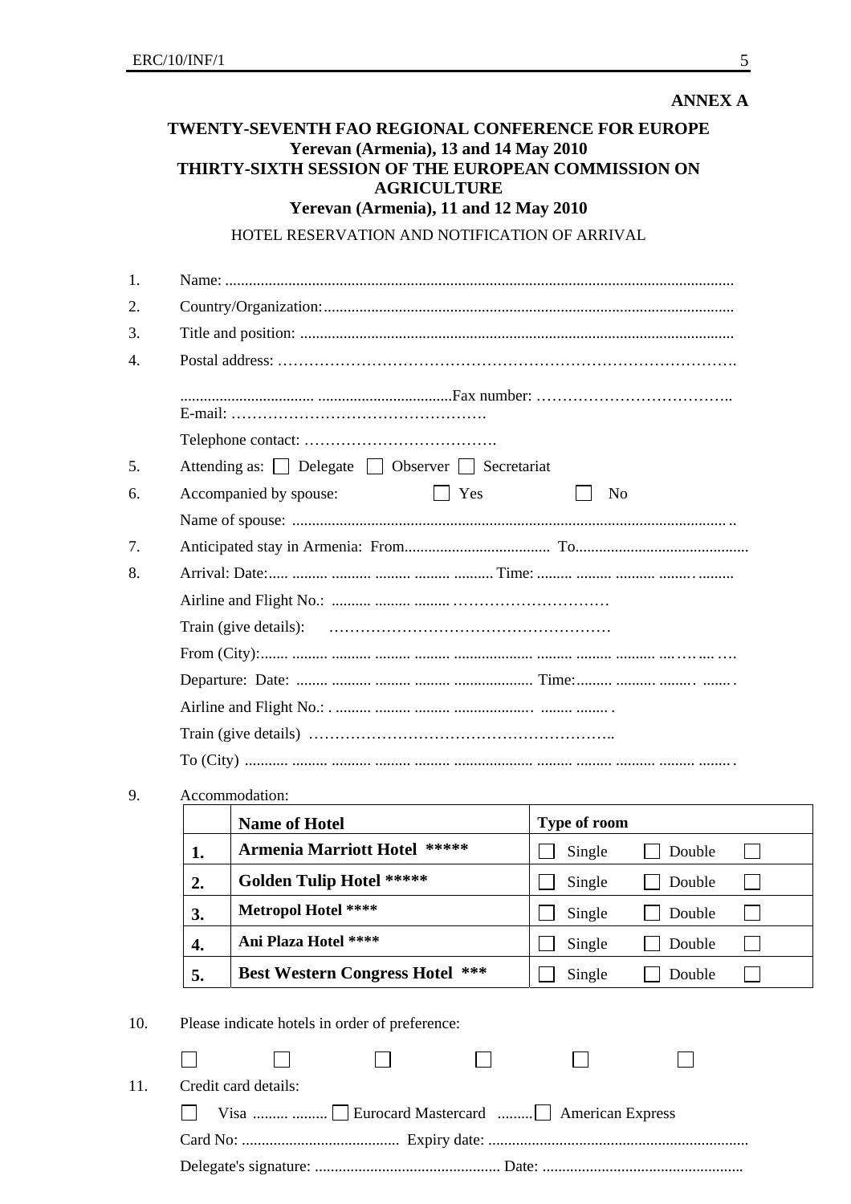**ANNEX A**

**TWENTY-SEVENTH FAO REGIONAL CONFERENCE FOR EUROPE**
**Yerevan (Armenia), 13 and 14 May 2010**
**THIRTY-SIXTH SESSION OF THE EUROPEAN COMMISSION ON AGRICULTURE**
**Yerevan (Armenia), 11 and 12 May 2010**

HOTEL RESERVATION AND NOTIFICATION OF ARRIVAL

1. Name: ..............................................................................................................................
2. Country/Organization: .......................................................................................................
3. Title and position: ............................................................................................................
4. Postal address: ……………………………………………………………………………….

   .................................. ..................................Fax number: ………………………………..
   E-mail: ………………………………………….

   Telephone contact: ……………………………….
5. Attending as: ☐ Delegate ☐ Observer ☐ Secretariat
6. Accompanied by spouse: ☐ Yes ☐ No

   Name of spouse: ..............................................................................................................
7. Anticipated stay in Armenia: From..................................... To............................................
8. Arrival: Date:..... ......... .......... ......... ......... .......... Time: ......... ......... .......... ........ .........

   Airline and Flight No.: .......... ......... ......... …………………………

   Train (give details): ………………………………………………

   From (City):....... ......... .......... ......... ......... .................... ........ ......... .......... …. …… …. ….

   Departure: Date: ........ .......... ......... ......... .................... Time:......... .......... ........ . ....... .

   Airline and Flight No.: . ......... ......... ......... .................... ....... ........ .

   Train (give details) …………………………………………………..

   To (City) ........... ......... .......... ......... ......... .................... ......... ......... .......... ......... ........ .
9. Accommodation:

|  | Name of Hotel | Type of room | | |
|---|---|---|---|---|
| 1. | **Armenia Marriott Hotel \*\*\*\*\*** | ☐ Single | ☐ Double | ☐ |
| 2. | **Golden Tulip Hotel \*\*\*\*\*** | ☐ Single | ☐ Double | ☐ |
| 3. | **Metropol Hotel \*\*\*\*** | ☐ Single | ☐ Double | ☐ |
| 4. | **Ani Plaza Hotel \*\*\*\*** | ☐ Single | ☐ Double | ☐ |
| 5. | **Best Western Congress Hotel \*\*\*** | ☐ Single | ☐ Double | ☐ |

10. Please indicate hotels in order of preference:

    ☐ ☐ ☐ ☐ ☐ ☐
11. Credit card details:

    ☐ Visa ......... ......... ☐ Eurocard Mastercard ......... ☐ American Express

    Card No: ........................................ Expiry date: .................................................................

    Delegate's signature: ............................................... Date: ..................................................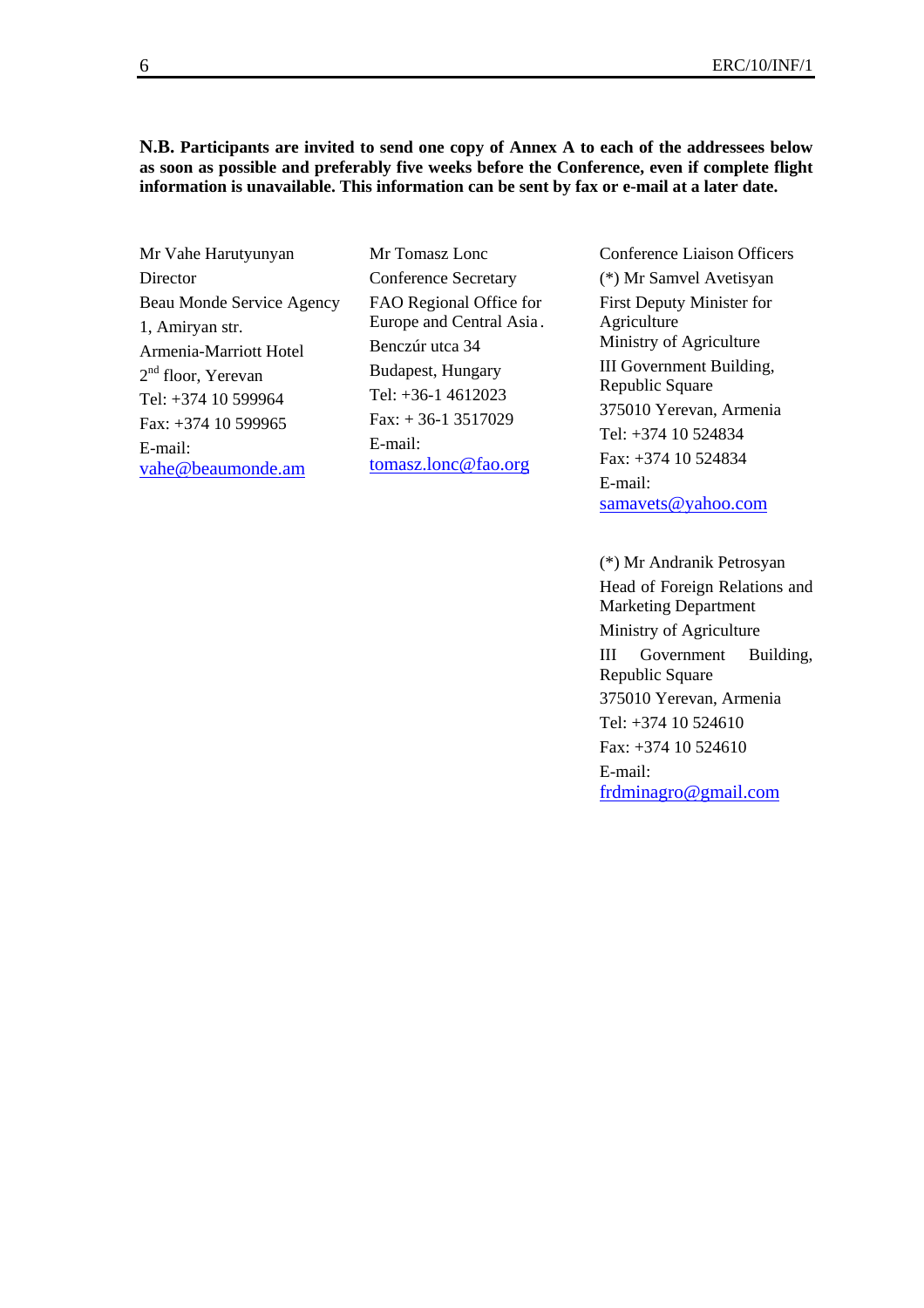**N.B. Participants are invited to send one copy of Annex A to each of the addressees below as soon as possible and preferably five weeks before the Conference, even if complete flight information is unavailable. This information can be sent by fax or e-mail at a later date.**

Mr Vahe Harutyunyan
Director
Beau Monde Service Agency
1, Amiryan str.
Armenia-Marriott Hotel
2nd floor, Yerevan
Tel: +374 10 599964
Fax: +374 10 599965
E-mail:
vahe@beaumonde.am

Mr Tomasz Lonc
Conference Secretary
FAO Regional Office for Europe and Central Asia.
Benczúr utca 34
Budapest, Hungary
Tel: +36-1 4612023
Fax: + 36-1 3517029
E-mail:
tomasz.lonc@fao.org

Conference Liaison Officers

(*) Mr Samvel Avetisyan
First Deputy Minister for Agriculture
Ministry of Agriculture
III Government Building, Republic Square
375010 Yerevan, Armenia
Tel: +374 10 524834
Fax: +374 10 524834
E-mail:
samavets@yahoo.com

(*) Mr Andranik Petrosyan
Head of Foreign Relations and Marketing Department
Ministry of Agriculture
III Government Building, Republic Square
375010 Yerevan, Armenia
Tel: +374 10 524610
Fax: +374 10 524610
E-mail:
frdminagro@gmail.com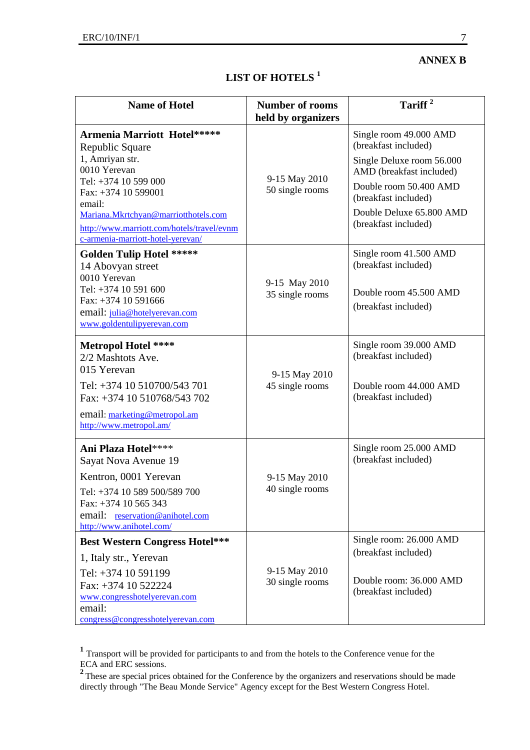**ANNEX B**

## LIST OF HOTELS [1]

| Name of Hotel | Number of rooms held by organizers | Tariff [2] |
|---|---|---|
| **Armenia Marriott Hotel******* <br> Republic Square <br> 1, Amriyan str. <br> 0010 Yerevan <br> Tel: +374 10 599 000 <br> Fax: +374 10 599001 <br> email: <br> Mariana.Mkrtchyan@marriotthotels.com <br> http://www.marriott.com/hotels/travel/evnmc-armenia-marriott-hotel-yerevan/ | 9-15 May 2010 <br> 50 single rooms | Single room 49.000 AMD (breakfast included) <br> Single Deluxe room 56.000 AMD (breakfast included) <br> Double room 50.400 AMD (breakfast included) <br> Double Deluxe 65.800 AMD (breakfast included) |
| **Golden Tulip Hotel ****** <br> 14 Abovyan street <br> 0010 Yerevan <br> Tel: +374 10 591 600 <br> Fax: +374 10 591666 <br> email: julia@hotelyerevan.com <br> www.goldentulipyerevan.com | 9-15 May 2010 <br> 35 single rooms | Single room 41.500 AMD (breakfast included) <br> Double room 45.500 AMD (breakfast included) |
| **Metropol Hotel ***** <br> 2/2 Mashtots Ave. <br> 015 Yerevan <br> Tel: +374 10 510700/543 701 <br> Fax: +374 10 510768/543 702 <br> email: marketing@metropol.am <br> http://www.metropol.am/ | 9-15 May 2010 <br> 45 single rooms | Single room 39.000 AMD (breakfast included) <br> Double room 44.000 AMD (breakfast included) |
| **Ani Plaza Hotel****** <br> Sayat Nova Avenue 19 <br> Kentron, 0001 Yerevan <br> Tel: +374 10 589 500/589 700 <br> Fax: +374 10 565 343 <br> email: reservation@anihotel.com <br> http://www.anihotel.com/ | 9-15 May 2010 <br> 40 single rooms | Single room 25.000 AMD (breakfast included) |
| **Best Western Congress Hotel***** <br> 1, Italy str., Yerevan <br> Tel: +374 10 591199 <br> Fax: +374 10 522224 <br> www.congresshotelyerevan.com <br> email: <br> congress@congresshotelyerevan.com | 9-15 May 2010 <br> 30 single rooms | Single room: 26.000 AMD (breakfast included) <br> Double room: 36.000 AMD (breakfast included) |

[1] Transport will be provided for participants to and from the hotels to the Conference venue for the ECA and ERC sessions.

[2] These are special prices obtained for the Conference by the organizers and reservations should be made directly through "The Beau Monde Service" Agency except for the Best Western Congress Hotel.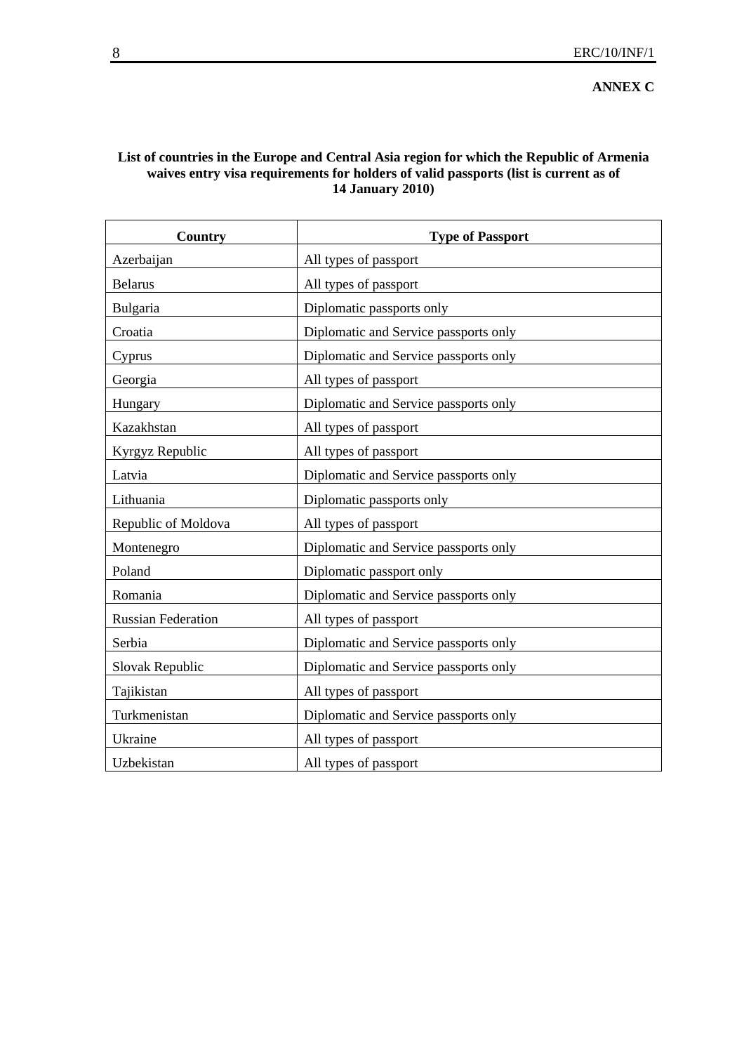**ANNEX C**

**List of countries in the Europe and Central Asia region for which the Republic of Armenia waives entry visa requirements for holders of valid passports (list is current as of 14 January 2010)**

| Country | Type of Passport |
|---|---|
| Azerbaijan | All types of passport |
| Belarus | All types of passport |
| Bulgaria | Diplomatic passports only |
| Croatia | Diplomatic and Service passports only |
| Cyprus | Diplomatic and Service passports only |
| Georgia | All types of passport |
| Hungary | Diplomatic and Service passports only |
| Kazakhstan | All types of passport |
| Kyrgyz Republic | All types of passport |
| Latvia | Diplomatic and Service passports only |
| Lithuania | Diplomatic passports only |
| Republic of Moldova | All types of passport |
| Montenegro | Diplomatic and Service passports only |
| Poland | Diplomatic passport only |
| Romania | Diplomatic and Service passports only |
| Russian Federation | All types of passport |
| Serbia | Diplomatic and Service passports only |
| Slovak Republic | Diplomatic and Service passports only |
| Tajikistan | All types of passport |
| Turkmenistan | Diplomatic and Service passports only |
| Ukraine | All types of passport |
| Uzbekistan | All types of passport |